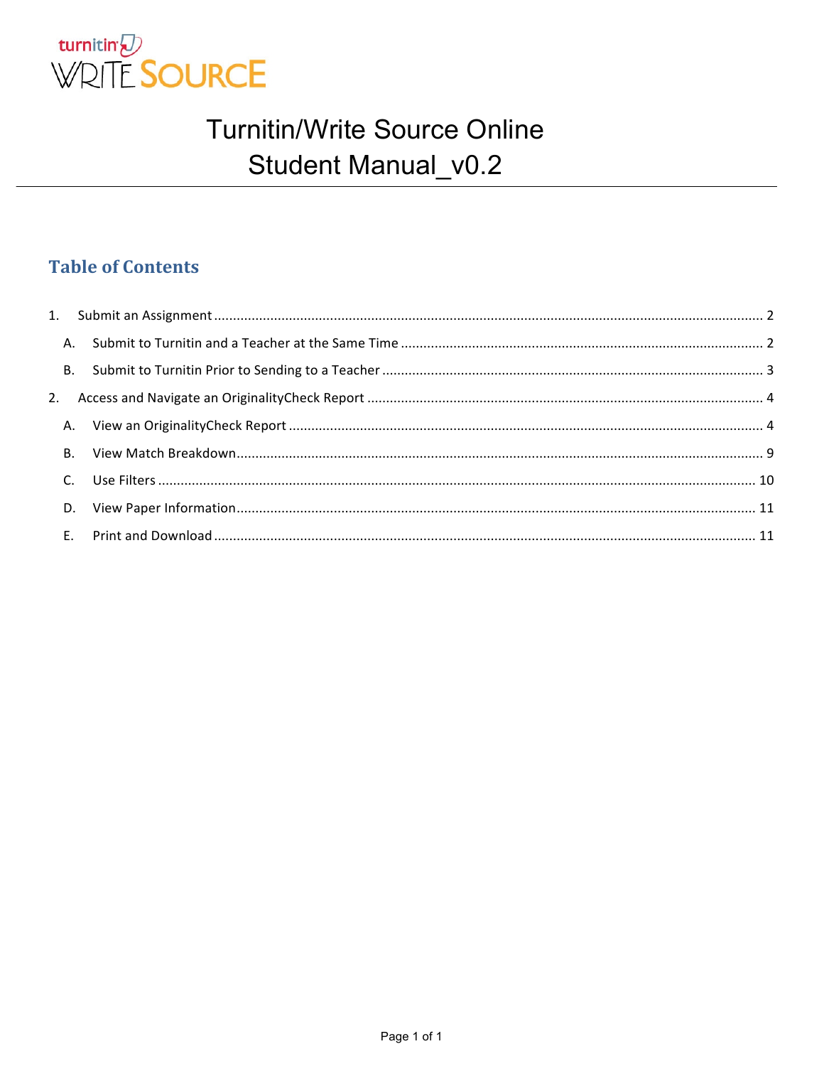turnitin WRITE SOURCE

# Turnitin/Write Source Online
# Student Manual_v0.2

## Table of Contents

1. Submit an Assignment ..... 2
   - A. Submit to Turnitin and a Teacher at the Same Time ..... 2
   - B. Submit to Turnitin Prior to Sending to a Teacher ..... 3
2. Access and Navigate an OriginalityCheck Report ..... 4
   - A. View an OriginalityCheck Report ..... 4
   - B. View Match Breakdown ..... 9
   - C. Use Filters ..... 10
   - D. View Paper Information ..... 11
   - E. Print and Download ..... 11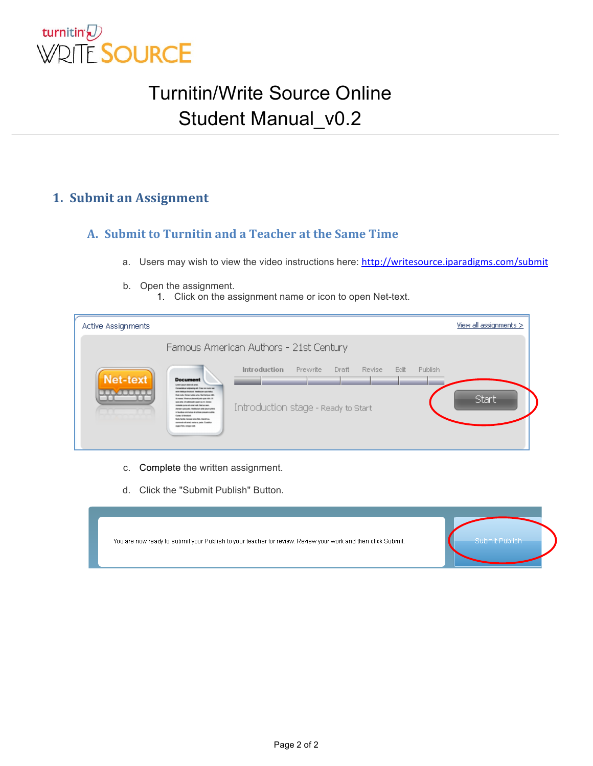# Turnitin/Write Source Online Student Manual_v0.2

## 1. Submit an Assignment

### A. Submit to Turnitin and a Teacher at the Same Time

a. Users may wish to view the video instructions here: [http://writesource.iparadigms.com/submit](http://writesource.iparadigms.com/submit)

b. Open the assignment.
   1. Click on the assignment name or icon to open Net-text.

c. Complete the written assignment.

d. Click the "Submit Publish" Button.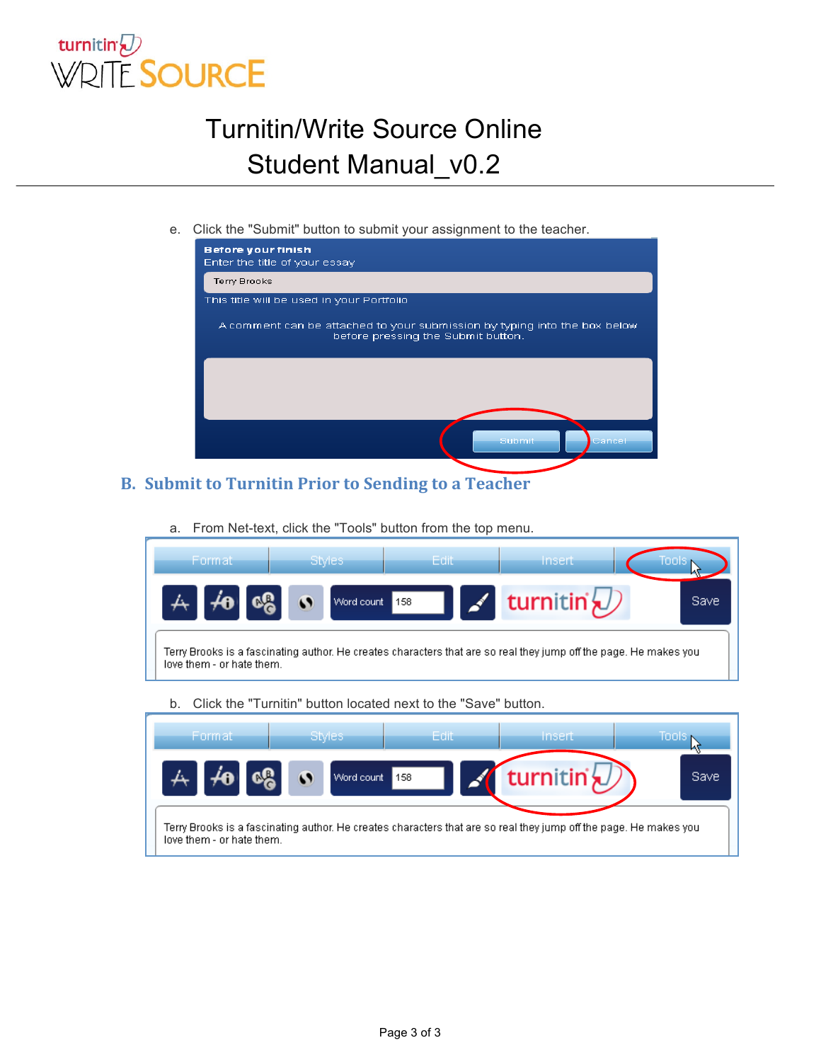e. Click the "Submit" button to submit your assignment to the teacher.

## B. Submit to Turnitin Prior to Sending to a Teacher

a. From Net-text, click the "Tools" button from the top menu.

b. Click the "Turnitin" button located next to the "Save" button.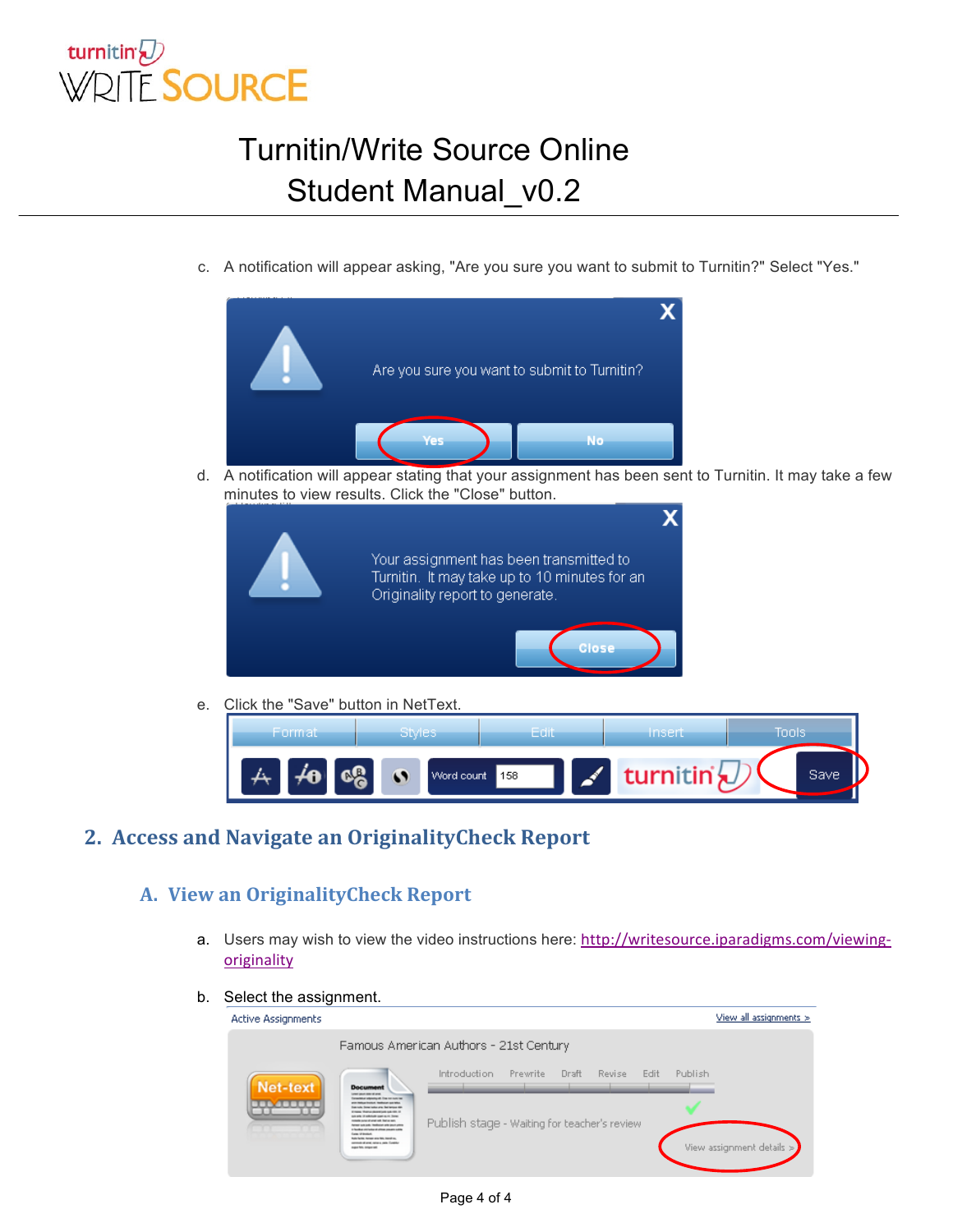c. A notification will appear asking, "Are you sure you want to submit to Turnitin?" Select "Yes."

d. A notification will appear stating that your assignment has been sent to Turnitin. It may take a few minutes to view results. Click the "Close" button.

e. Click the "Save" button in NetText.

## 2. Access and Navigate an OriginalityCheck Report

### A. View an OriginalityCheck Report

a. Users may wish to view the video instructions here: [http://writesource.iparadigms.com/viewing-originality](http://writesource.iparadigms.com/viewing-originality)

b. Select the assignment.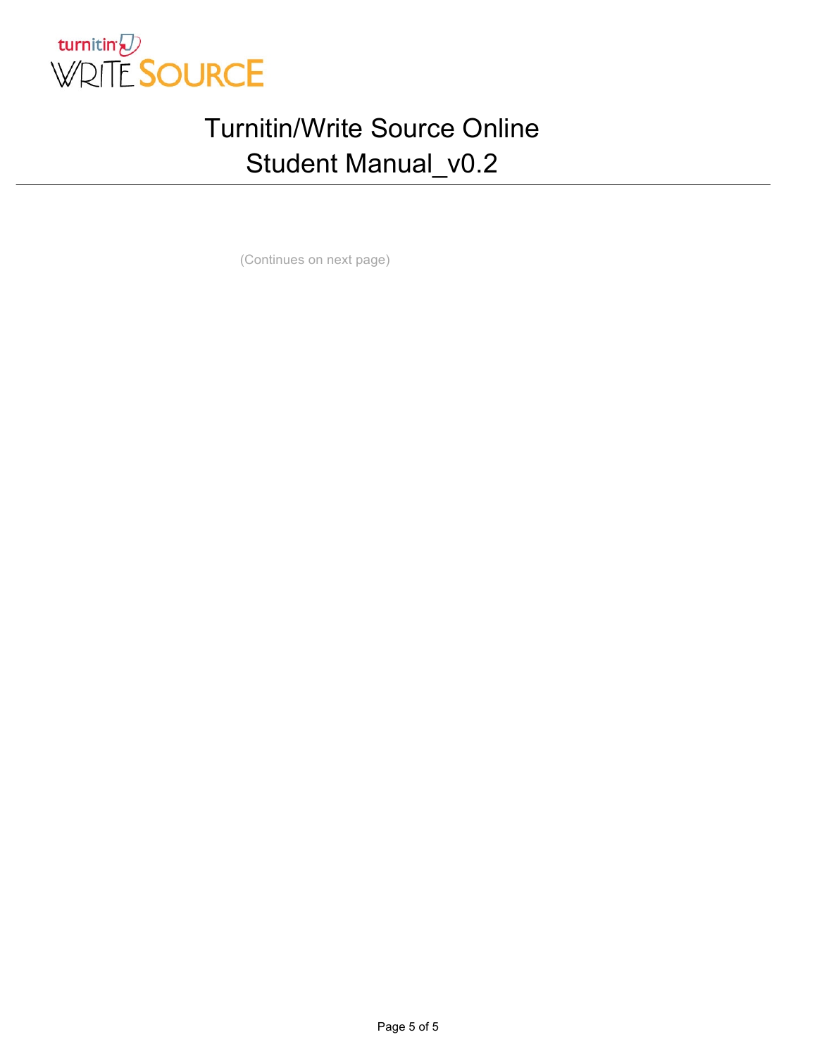(Continues on next page)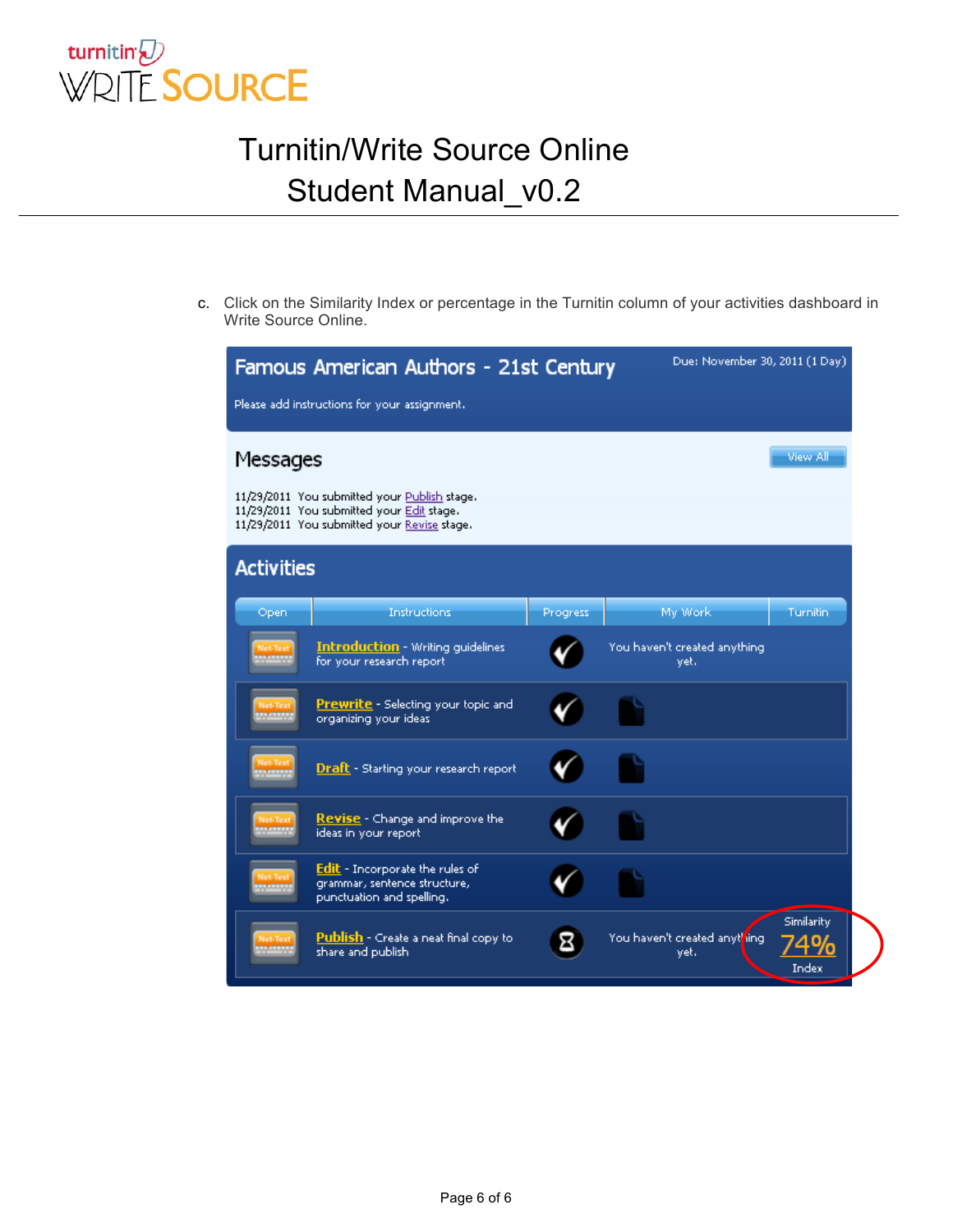c. Click on the Similarity Index or percentage in the Turnitin column of your activities dashboard in Write Source Online.

## Famous American Authors - 21st Century

Due: November 30, 2011 (1 Day)

Please add instructions for your assignment.

### Messages

View All

11/29/2011 You submitted your Publish stage.
11/29/2011 You submitted your Edit stage.
11/29/2011 You submitted your Revise stage.

### Activities

| Open | Instructions | Progress | My Work | Turnitin |
|---|---|---|---|---|
| Net-Text | **Introduction** - Writing guidelines for your research report | ✓ | You haven't created anything yet. | |
| Net-Text | **Prewrite** - Selecting your topic and organizing your ideas | ✓ | | |
| Net-Text | **Draft** - Starting your research report | ✓ | | |
| Net-Text | **Revise** - Change and improve the ideas in your report | ✓ | | |
| Net-Text | **Edit** - Incorporate the rules of grammar, sentence structure, punctuation and spelling. | ✓ | | |
| Net-Text | **Publish** - Create a neat final copy to share and publish | ⧗ | You haven't created anything yet. | Similarity 74% Index |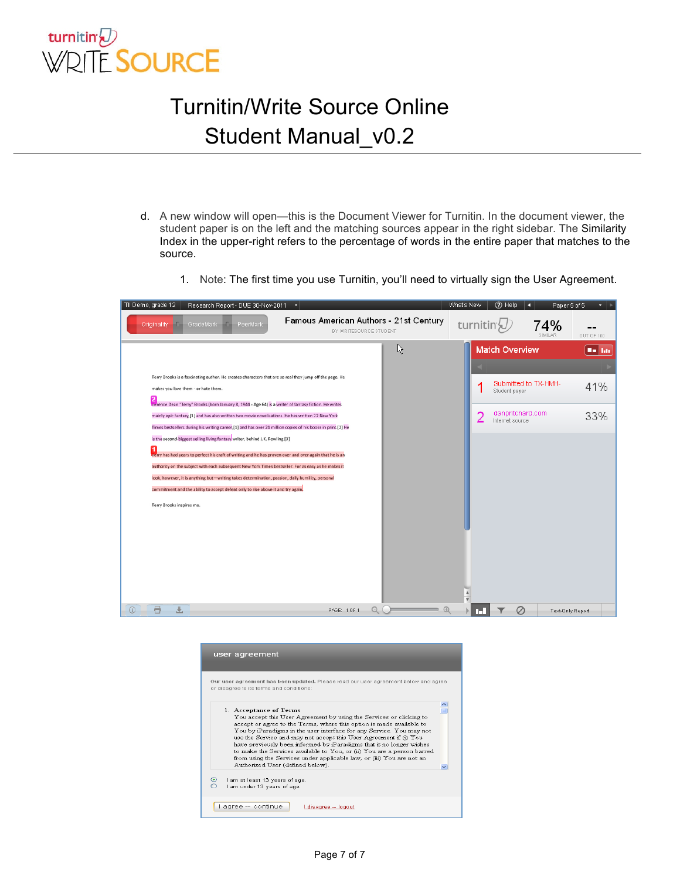d. A new window will open—this is the Document Viewer for Turnitin. In the document viewer, the student paper is on the left and the matching sources appear in the right sidebar. The Similarity Index in the upper-right refers to the percentage of words in the entire paper that matches to the source.

   1. Note: The first time you use Turnitin, you'll need to virtually sign the User Agreement.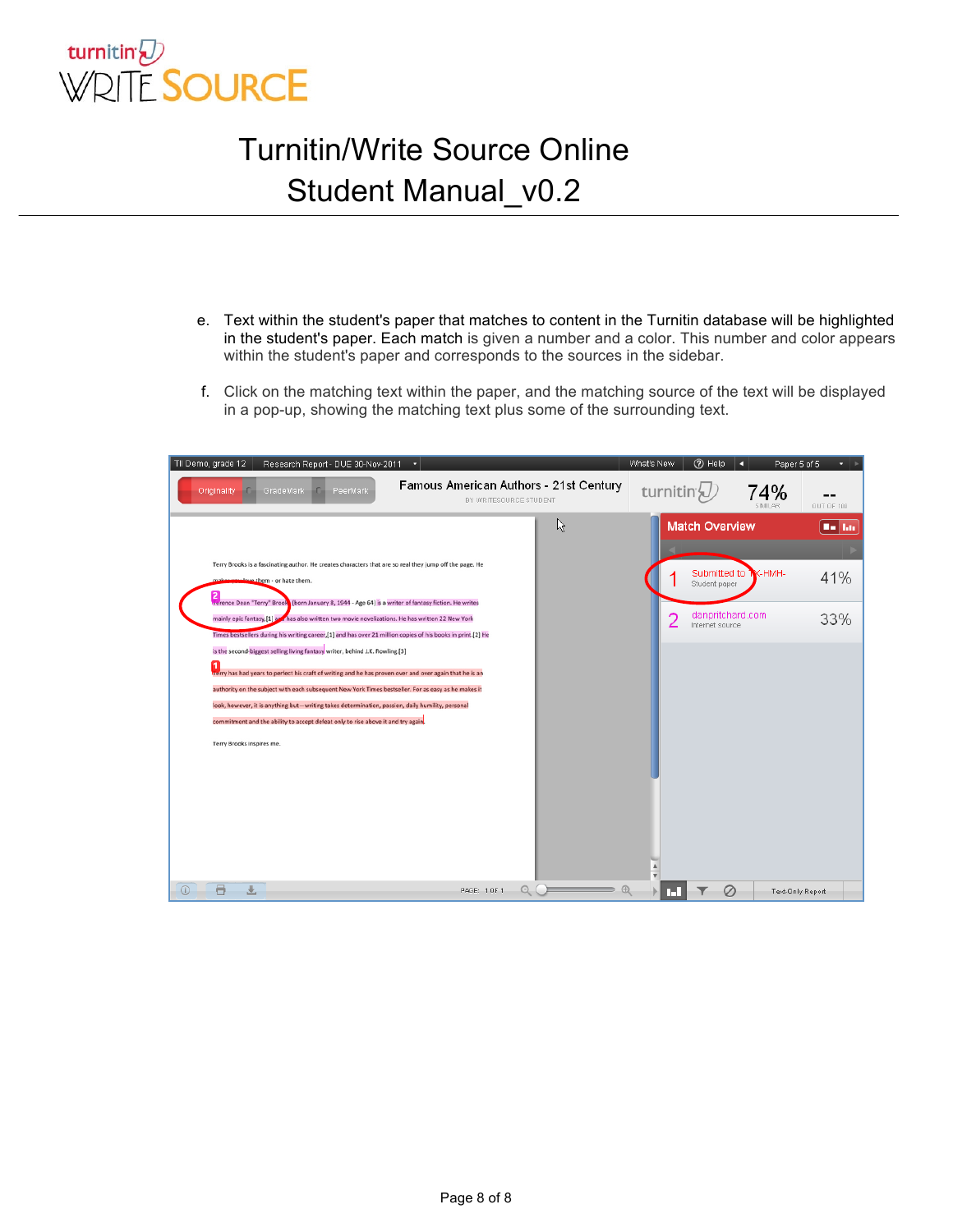e. Text within the student's paper that matches to content in the Turnitin database will be highlighted in the student's paper. Each match is given a number and a color. This number and color appears within the student's paper and corresponds to the sources in the sidebar.

f. Click on the matching text within the paper, and the matching source of the text will be displayed in a pop-up, showing the matching text plus some of the surrounding text.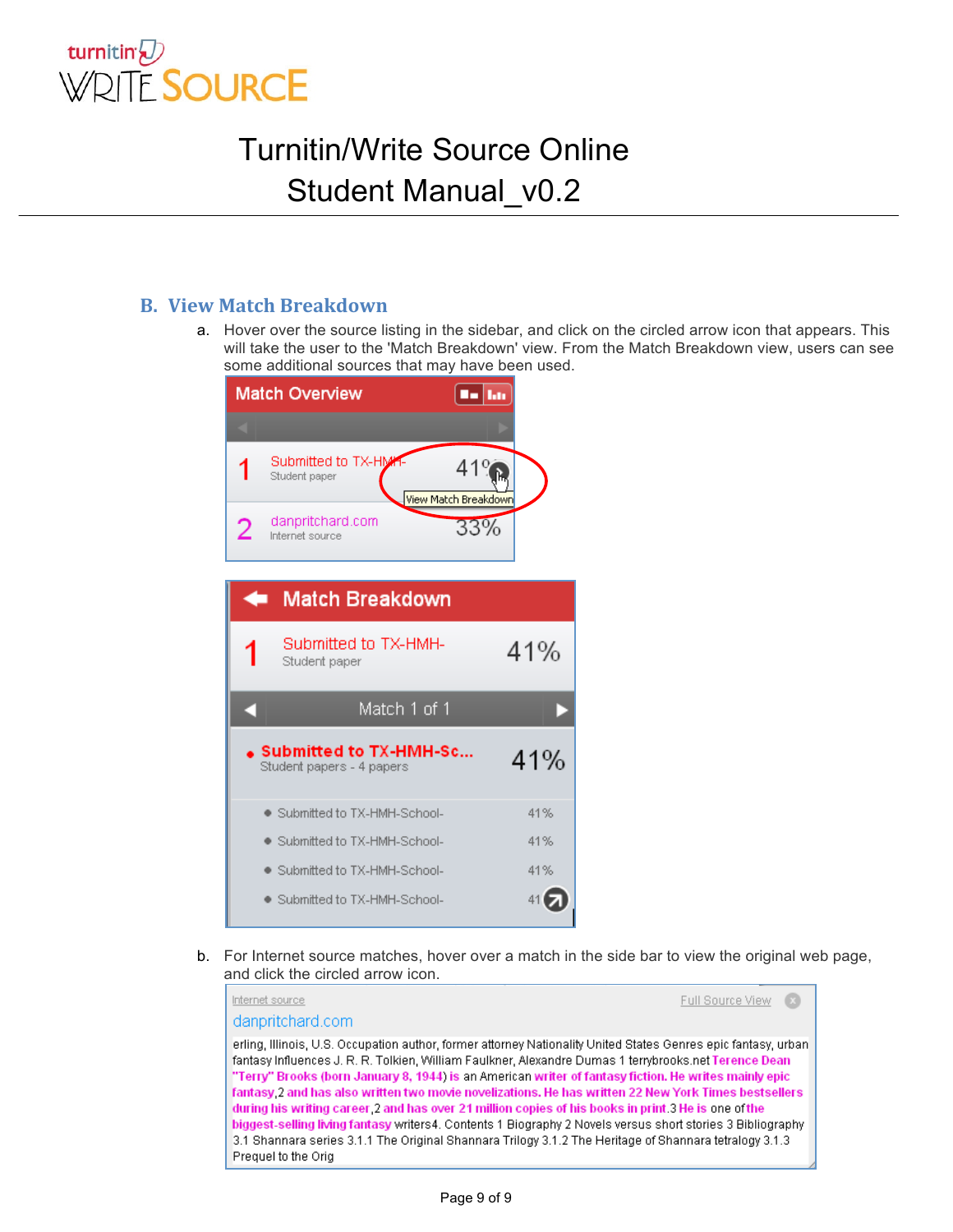## B. View Match Breakdown

a. Hover over the source listing in the sidebar, and click on the circled arrow icon that appears. This will take the user to the 'Match Breakdown' view. From the Match Breakdown view, users can see some additional sources that may have been used.

b. For Internet source matches, hover over a match in the side bar to view the original web page, and click the circled arrow icon.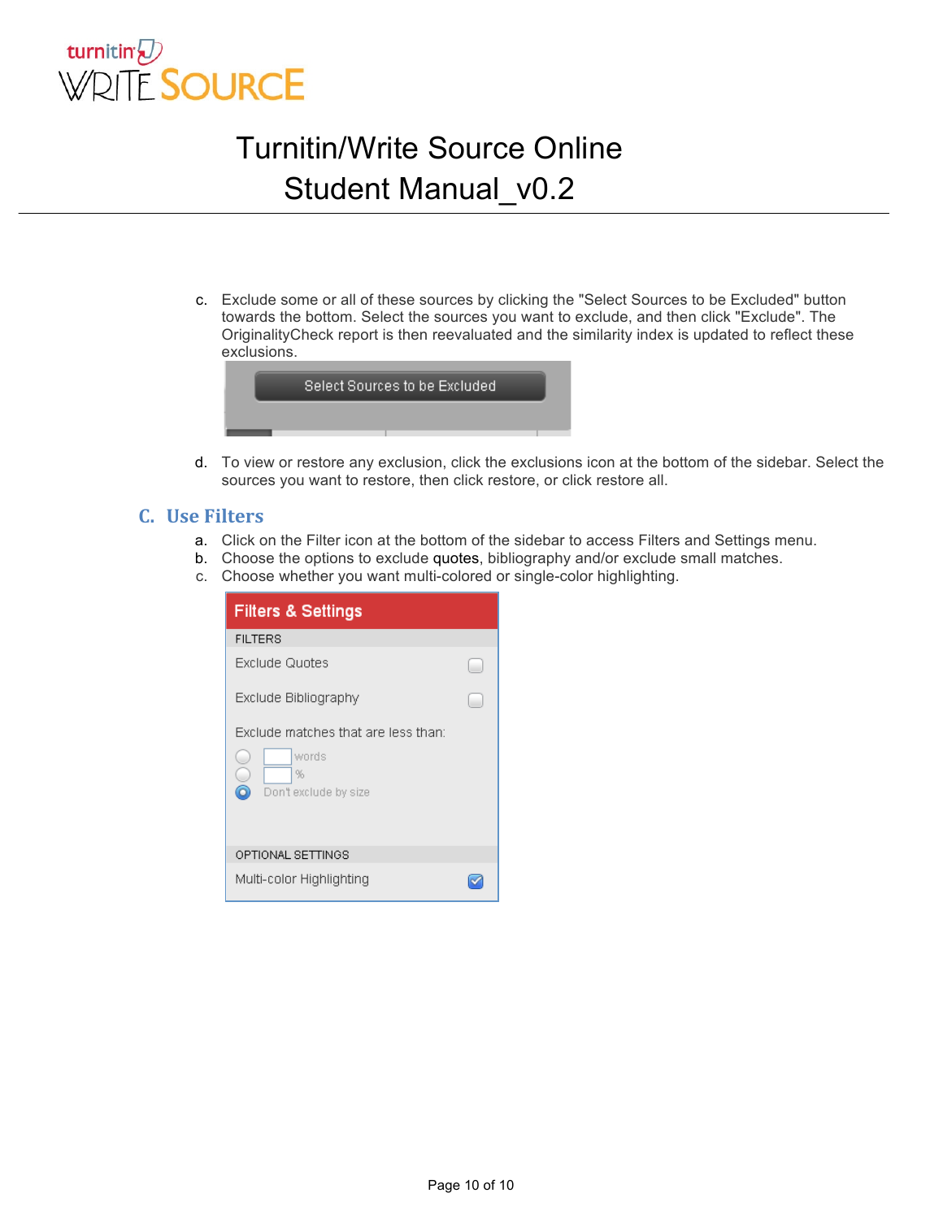c. Exclude some or all of these sources by clicking the "Select Sources to be Excluded" button towards the bottom. Select the sources you want to exclude, and then click "Exclude". The OriginalityCheck report is then reevaluated and the similarity index is updated to reflect these exclusions.

Select Sources to be Excluded

d. To view or restore any exclusion, click the exclusions icon at the bottom of the sidebar. Select the sources you want to restore, then click restore, or click restore all.

## C. Use Filters

a. Click on the Filter icon at the bottom of the sidebar to access Filters and Settings menu.
b. Choose the options to exclude quotes, bibliography and/or exclude small matches.
c. Choose whether you want multi-colored or single-color highlighting.

**Filters & Settings**

FILTERS

Exclude Quotes

Exclude Bibliography

Exclude matches that are less than:

words

%

Don't exclude by size

OPTIONAL SETTINGS

Multi-color Highlighting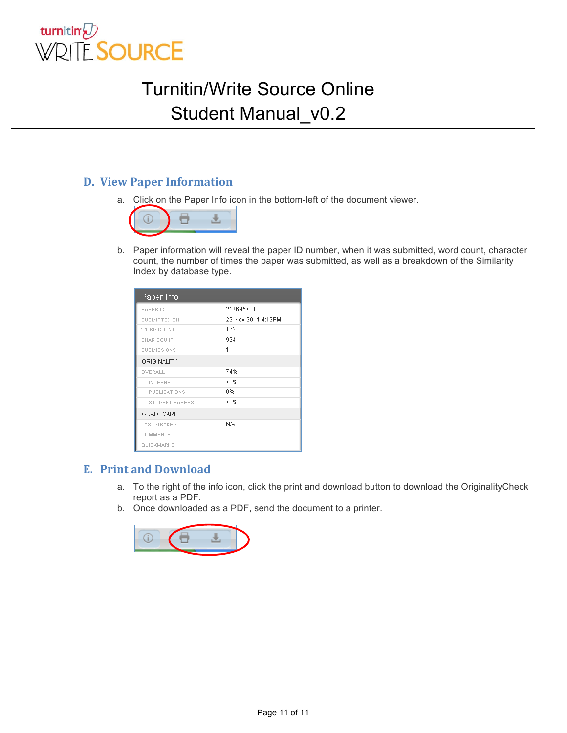## D. View Paper Information

a. Click on the Paper Info icon in the bottom-left of the document viewer.

b. Paper information will reveal the paper ID number, when it was submitted, word count, character count, the number of times the paper was submitted, as well as a breakdown of the Similarity Index by database type.

| Paper Info | |
|---|---|
| PAPER ID | 217695781 |
| SUBMITTED ON | 29-Nov-2011 4:13PM |
| WORD COUNT | 162 |
| CHAR COUNT | 934 |
| SUBMISSIONS | 1 |
| ORIGINALITY | |
| OVERALL | 74% |
| INTERNET | 73% |
| PUBLICATIONS | 0% |
| STUDENT PAPERS | 73% |
| GRADEMARK | |
| LAST GRADED | N/A |
| COMMENTS | |
| QUICKMARKS | |

## E. Print and Download

a. To the right of the info icon, click the print and download button to download the OriginalityCheck report as a PDF.

b. Once downloaded as a PDF, send the document to a printer.